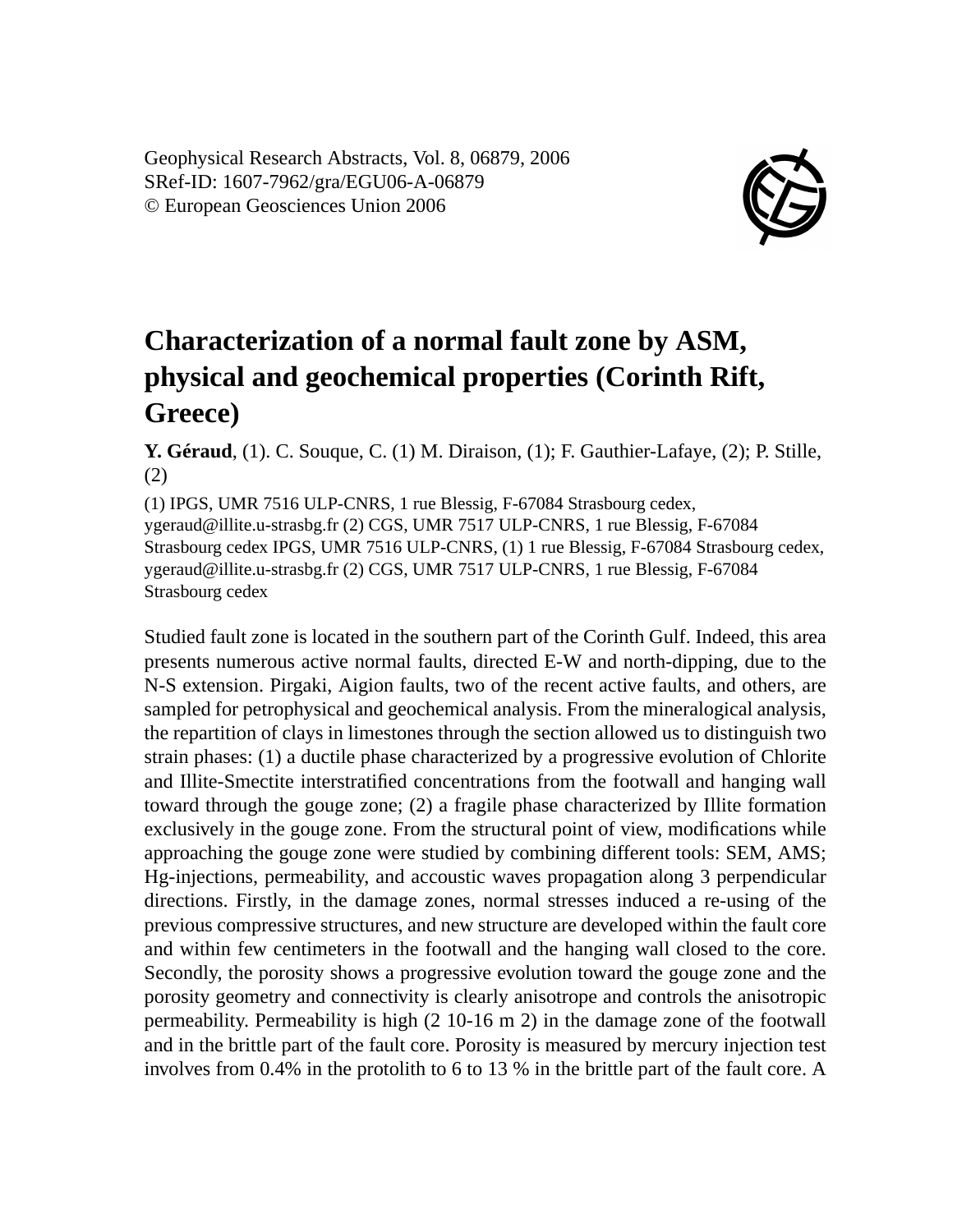Geophysical Research Abstracts, Vol. 8, 06879, 2006
SRef-ID: 1607-7962/gra/EGU06-A-06879
© European Geosciences Union 2006

# Characterization of a normal fault zone by ASM, physical and geochemical properties (Corinth Rift, Greece)

**Y. Géraud**, (1). C. Souque, C. (1) M. Diraison, (1); F. Gauthier-Lafaye, (2); P. Stille, (2)

(1) IPGS, UMR 7516 ULP-CNRS, 1 rue Blessig, F-67084 Strasbourg cedex, ygeraud@illite.u-strasbg.fr (2) CGS, UMR 7517 ULP-CNRS, 1 rue Blessig, F-67084 Strasbourg cedex IPGS, UMR 7516 ULP-CNRS, (1) 1 rue Blessig, F-67084 Strasbourg cedex, ygeraud@illite.u-strasbg.fr (2) CGS, UMR 7517 ULP-CNRS, 1 rue Blessig, F-67084 Strasbourg cedex

Studied fault zone is located in the southern part of the Corinth Gulf. Indeed, this area presents numerous active normal faults, directed E-W and north-dipping, due to the N-S extension. Pirgaki, Aigion faults, two of the recent active faults, and others, are sampled for petrophysical and geochemical analysis. From the mineralogical analysis, the repartition of clays in limestones through the section allowed us to distinguish two strain phases: (1) a ductile phase characterized by a progressive evolution of Chlorite and Illite-Smectite interstratified concentrations from the footwall and hanging wall toward through the gouge zone; (2) a fragile phase characterized by Illite formation exclusively in the gouge zone. From the structural point of view, modifications while approaching the gouge zone were studied by combining different tools: SEM, AMS; Hg-injections, permeability, and accoustic waves propagation along 3 perpendicular directions. Firstly, in the damage zones, normal stresses induced a re-using of the previous compressive structures, and new structure are developed within the fault core and within few centimeters in the footwall and the hanging wall closed to the core. Secondly, the porosity shows a progressive evolution toward the gouge zone and the porosity geometry and connectivity is clearly anisotrope and controls the anisotropic permeability. Permeability is high ($2\ 10^{-16}\ m^2$) in the damage zone of the footwall and in the brittle part of the fault core. Porosity is measured by mercury injection test involves from 0.4% in the protolith to 6 to 13 % in the brittle part of the fault core. A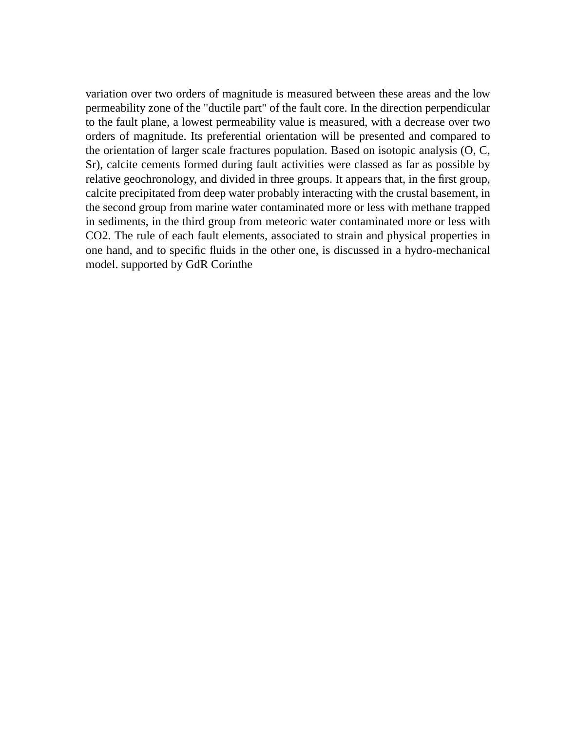variation over two orders of magnitude is measured between these areas and the low permeability zone of the "ductile part" of the fault core. In the direction perpendicular to the fault plane, a lowest permeability value is measured, with a decrease over two orders of magnitude. Its preferential orientation will be presented and compared to the orientation of larger scale fractures population. Based on isotopic analysis (O, C, Sr), calcite cements formed during fault activities were classed as far as possible by relative geochronology, and divided in three groups. It appears that, in the first group, calcite precipitated from deep water probably interacting with the crustal basement, in the second group from marine water contaminated more or less with methane trapped in sediments, in the third group from meteoric water contaminated more or less with $CO_2$. The rule of each fault elements, associated to strain and physical properties in one hand, and to specific fluids in the other one, is discussed in a hydro-mechanical model. supported by GdR Corinthe